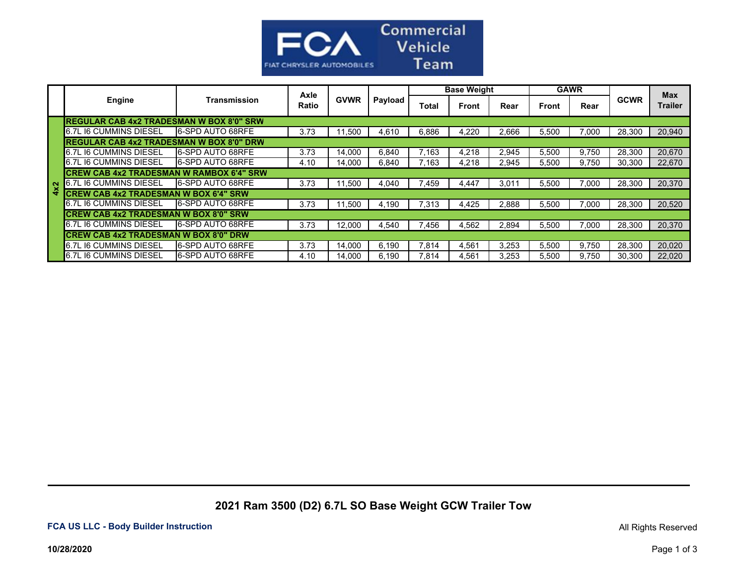FCA Commercial Vehicle Team

| | Engine | Transmission | Axle Ratio | GVWR | Payload | Base Weight | | | GAWR | | GCWR | Max Trailer |
|---|---|---|---|---|---|---|---|---|---|---|---|---|
| | | | | | | Total | Front | Rear | Front | Rear | | |
| 4x2 | **REGULAR CAB 4x2 TRADESMAN W BOX 8'0" SRW** | | | | | | | | | | | |
| 4x2 | 6.7L I6 CUMMINS DIESEL | 6-SPD AUTO 68RFE | 3.73 | 11,500 | 4,610 | 6,886 | 4,220 | 2,666 | 5,500 | 7,000 | 28,300 | 20,940 |
| 4x2 | **REGULAR CAB 4x2 TRADESMAN W BOX 8'0" DRW** | | | | | | | | | | | |
| 4x2 | 6.7L I6 CUMMINS DIESEL | 6-SPD AUTO 68RFE | 3.73 | 14,000 | 6,840 | 7,163 | 4,218 | 2,945 | 5,500 | 9,750 | 28,300 | 20,670 |
| 4x2 | 6.7L I6 CUMMINS DIESEL | 6-SPD AUTO 68RFE | 4.10 | 14,000 | 6,840 | 7,163 | 4,218 | 2,945 | 5,500 | 9,750 | 30,300 | 22,670 |
| 4x2 | **CREW CAB 4x2 TRADESMAN W RAMBOX 6'4" SRW** | | | | | | | | | | | |
| 4x2 | 6.7L I6 CUMMINS DIESEL | 6-SPD AUTO 68RFE | 3.73 | 11,500 | 4,040 | 7,459 | 4,447 | 3,011 | 5,500 | 7,000 | 28,300 | 20,370 |
| 4x2 | **CREW CAB 4x2 TRADESMAN W BOX 6'4" SRW** | | | | | | | | | | | |
| 4x2 | 6.7L I6 CUMMINS DIESEL | 6-SPD AUTO 68RFE | 3.73 | 11,500 | 4,190 | 7,313 | 4,425 | 2,888 | 5,500 | 7,000 | 28,300 | 20,520 |
| 4x2 | **CREW CAB 4x2 TRADESMAN W BOX 8'0" SRW** | | | | | | | | | | | |
| 4x2 | 6.7L I6 CUMMINS DIESEL | 6-SPD AUTO 68RFE | 3.73 | 12,000 | 4,540 | 7,456 | 4,562 | 2,894 | 5,500 | 7,000 | 28,300 | 20,370 |
| 4x2 | **CREW CAB 4x2 TRADESMAN W BOX 8'0" DRW** | | | | | | | | | | | |
| 4x2 | 6.7L I6 CUMMINS DIESEL | 6-SPD AUTO 68RFE | 3.73 | 14,000 | 6,190 | 7,814 | 4,561 | 3,253 | 5,500 | 9,750 | 28,300 | 20,020 |
| 4x2 | 6.7L I6 CUMMINS DIESEL | 6-SPD AUTO 68RFE | 4.10 | 14,000 | 6,190 | 7,814 | 4,561 | 3,253 | 5,500 | 9,750 | 30,300 | 22,020 |

## 2021 Ram 3500 (D2) 6.7L SO Base Weight GCW Trailer Tow

**FCA US LLC - Body Builder Instruction**

All Rights Reserved

**10/28/2020**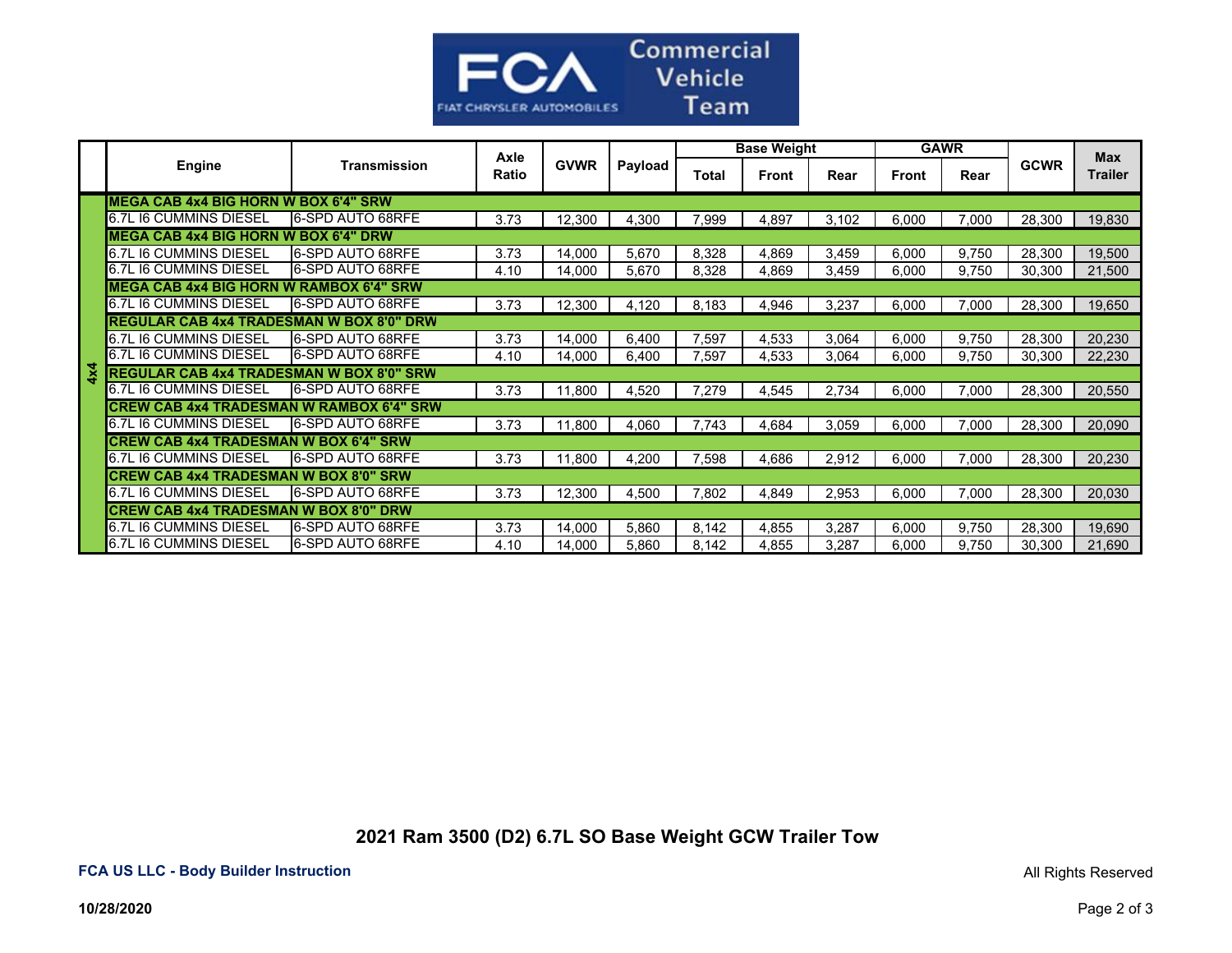Commercial Vehicle Team

|  | Engine | Transmission | Axle Ratio | GVWR | Payload | Base Weight |  |  | GAWR |  | GCWR | Max Trailer |
|---|---|---|---|---|---|---|---|---|---|---|---|---|
|  |  |  |  |  |  | Total | Front | Rear | Front | Rear |  |  |
| 4x4 | **MEGA CAB 4x4 BIG HORN W BOX 6'4" SRW** |  |  |  |  |  |  |  |  |  |  |  |
| 4x4 | 6.7L I6 CUMMINS DIESEL | 6-SPD AUTO 68RFE | 3.73 | 12,300 | 4,300 | 7,999 | 4,897 | 3,102 | 6,000 | 7,000 | 28,300 | 19,830 |
| 4x4 | **MEGA CAB 4x4 BIG HORN W BOX 6'4" DRW** |  |  |  |  |  |  |  |  |  |  |  |
| 4x4 | 6.7L I6 CUMMINS DIESEL | 6-SPD AUTO 68RFE | 3.73 | 14,000 | 5,670 | 8,328 | 4,869 | 3,459 | 6,000 | 9,750 | 28,300 | 19,500 |
| 4x4 | 6.7L I6 CUMMINS DIESEL | 6-SPD AUTO 68RFE | 4.10 | 14,000 | 5,670 | 8,328 | 4,869 | 3,459 | 6,000 | 9,750 | 30,300 | 21,500 |
| 4x4 | **MEGA CAB 4x4 BIG HORN W RAMBOX 6'4" SRW** |  |  |  |  |  |  |  |  |  |  |  |
| 4x4 | 6.7L I6 CUMMINS DIESEL | 6-SPD AUTO 68RFE | 3.73 | 12,300 | 4,120 | 8,183 | 4,946 | 3,237 | 6,000 | 7,000 | 28,300 | 19,650 |
| 4x4 | **REGULAR CAB 4x4 TRADESMAN W BOX 8'0" DRW** |  |  |  |  |  |  |  |  |  |  |  |
| 4x4 | 6.7L I6 CUMMINS DIESEL | 6-SPD AUTO 68RFE | 3.73 | 14,000 | 6,400 | 7,597 | 4,533 | 3,064 | 6,000 | 9,750 | 28,300 | 20,230 |
| 4x4 | 6.7L I6 CUMMINS DIESEL | 6-SPD AUTO 68RFE | 4.10 | 14,000 | 6,400 | 7,597 | 4,533 | 3,064 | 6,000 | 9,750 | 30,300 | 22,230 |
| 4x4 | **REGULAR CAB 4x4 TRADESMAN W BOX 8'0" SRW** |  |  |  |  |  |  |  |  |  |  |  |
| 4x4 | 6.7L I6 CUMMINS DIESEL | 6-SPD AUTO 68RFE | 3.73 | 11,800 | 4,520 | 7,279 | 4,545 | 2,734 | 6,000 | 7,000 | 28,300 | 20,550 |
| 4x4 | **CREW CAB 4x4 TRADESMAN W RAMBOX 6'4" SRW** |  |  |  |  |  |  |  |  |  |  |  |
| 4x4 | 6.7L I6 CUMMINS DIESEL | 6-SPD AUTO 68RFE | 3.73 | 11,800 | 4,060 | 7,743 | 4,684 | 3,059 | 6,000 | 7,000 | 28,300 | 20,090 |
| 4x4 | **CREW CAB 4x4 TRADESMAN W BOX 6'4" SRW** |  |  |  |  |  |  |  |  |  |  |  |
| 4x4 | 6.7L I6 CUMMINS DIESEL | 6-SPD AUTO 68RFE | 3.73 | 11,800 | 4,200 | 7,598 | 4,686 | 2,912 | 6,000 | 7,000 | 28,300 | 20,230 |
| 4x4 | **CREW CAB 4x4 TRADESMAN W BOX 8'0" SRW** |  |  |  |  |  |  |  |  |  |  |  |
| 4x4 | 6.7L I6 CUMMINS DIESEL | 6-SPD AUTO 68RFE | 3.73 | 12,300 | 4,500 | 7,802 | 4,849 | 2,953 | 6,000 | 7,000 | 28,300 | 20,030 |
| 4x4 | **CREW CAB 4x4 TRADESMAN W BOX 8'0" DRW** |  |  |  |  |  |  |  |  |  |  |  |
| 4x4 | 6.7L I6 CUMMINS DIESEL | 6-SPD AUTO 68RFE | 3.73 | 14,000 | 5,860 | 8,142 | 4,855 | 3,287 | 6,000 | 9,750 | 28,300 | 19,690 |
| 4x4 | 6.7L I6 CUMMINS DIESEL | 6-SPD AUTO 68RFE | 4.10 | 14,000 | 5,860 | 8,142 | 4,855 | 3,287 | 6,000 | 9,750 | 30,300 | 21,690 |

**2021 Ram 3500 (D2) 6.7L SO Base Weight GCW Trailer Tow**

**FCA US LLC - Body Builder Instruction**

All Rights Reserved

**10/28/2020**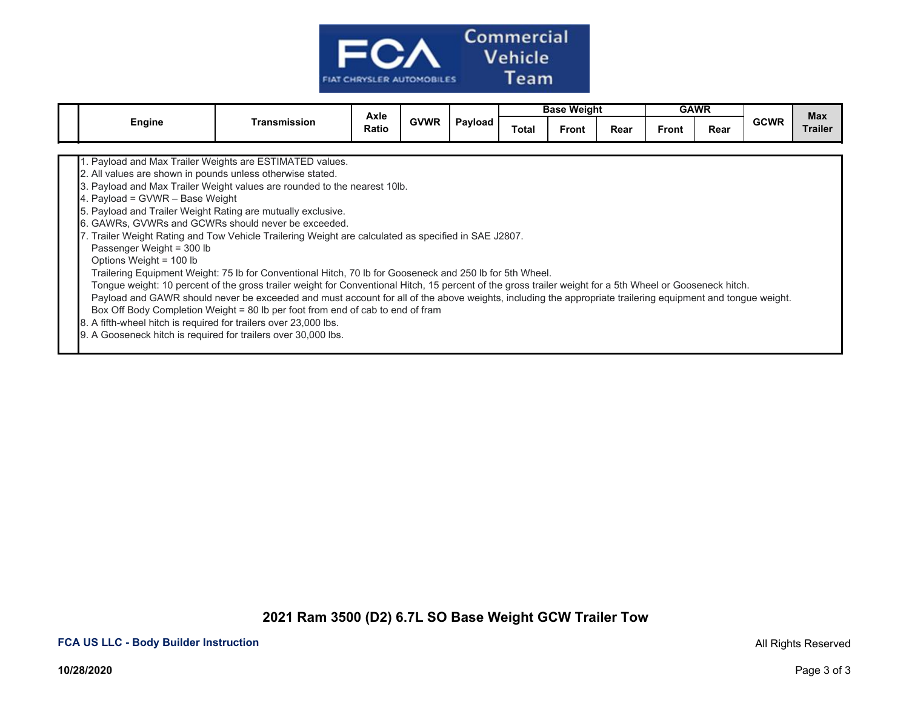| Engine | Transmission | Axle Ratio | GVWR | Payload | Base Weight | | | GAWR | | GCWR | Max Trailer |
|---|---|---|---|---|---|---|---|---|---|---|---|
| | | | | | Total | Front | Rear | Front | Rear | | |

1. Payload and Max Trailer Weights are ESTIMATED values.
2. All values are shown in pounds unless otherwise stated.
3. Payload and Max Trailer Weight values are rounded to the nearest 10lb.
4. Payload = GVWR – Base Weight
5. Payload and Trailer Weight Rating are mutually exclusive.
6. GAWRs, GVWRs and GCWRs should never be exceeded.
7. Trailer Weight Rating and Tow Vehicle Trailering Weight are calculated as specified in SAE J2807.
   Passenger Weight = 300 lb
   Options Weight = 100 lb
   Trailering Equipment Weight: 75 lb for Conventional Hitch, 70 lb for Gooseneck and 250 lb for 5th Wheel.
   Tongue weight: 10 percent of the gross trailer weight for Conventional Hitch, 15 percent of the gross trailer weight for a 5th Wheel or Gooseneck hitch.
   Payload and GAWR should never be exceeded and must account for all of the above weights, including the appropriate trailering equipment and tongue weight.
   Box Off Body Completion Weight = 80 lb per foot from end of cab to end of fram
8. A fifth-wheel hitch is required for trailers over 23,000 lbs.
9. A Gooseneck hitch is required for trailers over 30,000 lbs.

**2021 Ram 3500 (D2) 6.7L SO Base Weight GCW Trailer Tow**

**FCA US LLC - Body Builder Instruction**

All Rights Reserved

**10/28/2020**